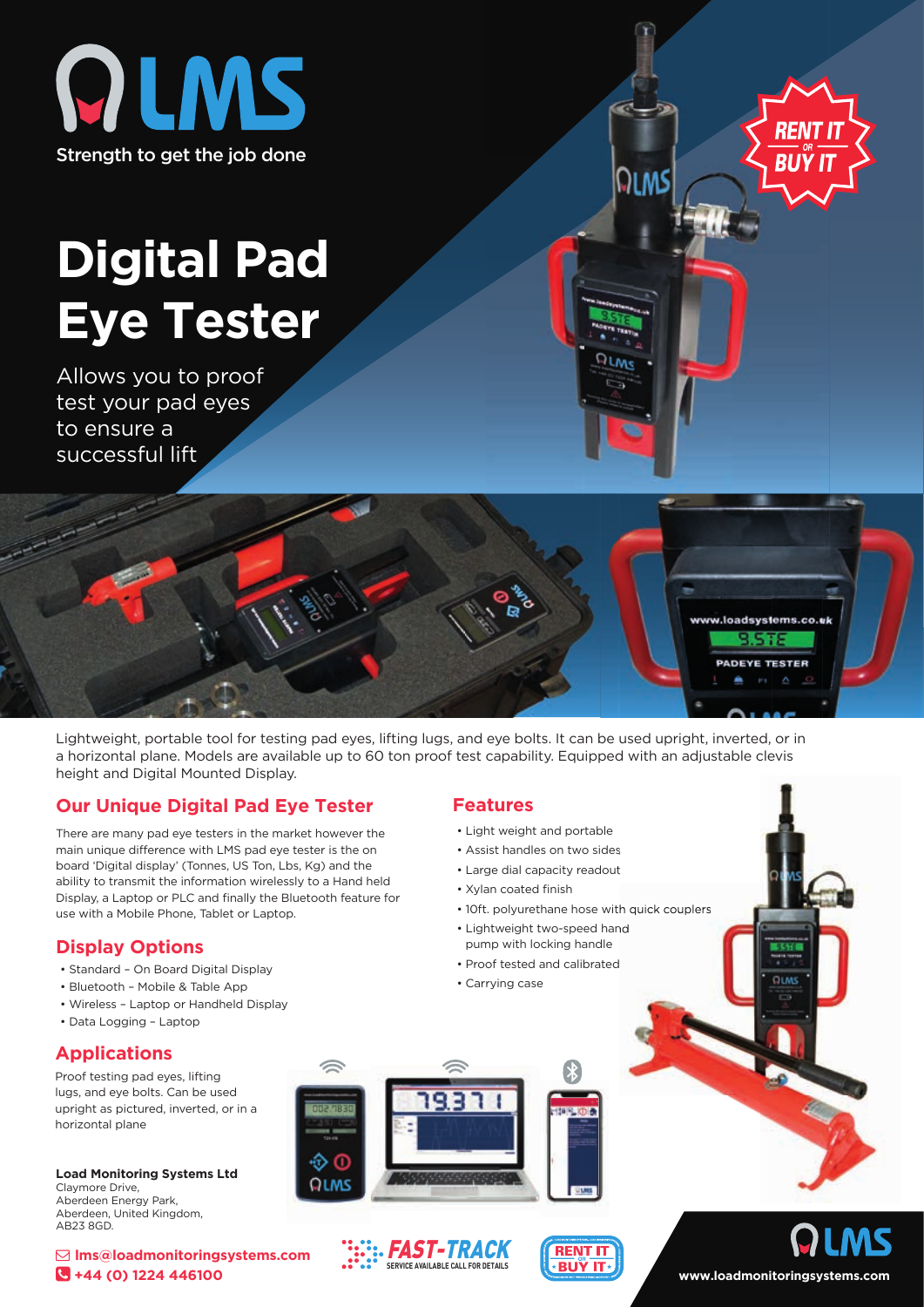LMS

Strength to get the job done

# Digital Pad Eye Tester

Allows you to proof test your pad eyes to ensure a successful lift

RENT IT OR BUY IT

Lightweight, portable tool for testing pad eyes, lifting lugs, and eye bolts. It can be used upright, inverted, or in a horizontal plane. Models are available up to 60 ton proof test capability. Equipped with an adjustable clevis height and Digital Mounted Display.

## Our Unique Digital Pad Eye Tester

There are many pad eye testers in the market however the main unique difference with LMS pad eye tester is the on board 'Digital display' (Tonnes, US Ton, Lbs, Kg) and the ability to transmit the information wirelessly to a Hand held Display, a Laptop or PLC and finally the Bluetooth feature for use with a Mobile Phone, Tablet or Laptop.

## Display Options

- Standard – On Board Digital Display
- Bluetooth – Mobile & Table App
- Wireless – Laptop or Handheld Display
- Data Logging – Laptop

## Applications

Proof testing pad eyes, lifting lugs, and eye bolts. Can be used upright as pictured, inverted, or in a horizontal plane

## Features

- Light weight and portable
- Assist handles on two sides
- Large dial capacity readout
- Xylan coated finish
- 10ft. polyurethane hose with quick couplers
- Lightweight two-speed hand pump with locking handle
- Proof tested and calibrated
- Carrying case

**Load Monitoring Systems Ltd**
Claymore Drive,
Aberdeen Energy Park,
Aberdeen, United Kingdom,
AB23 8GD.

**lms@loadmonitoringsystems.com**
**+44 (0) 1224 446100**

FAST-TRACK SERVICE AVAILABLE CALL FOR DETAILS

RENT IT OR BUY IT

www.loadmonitoringsystems.com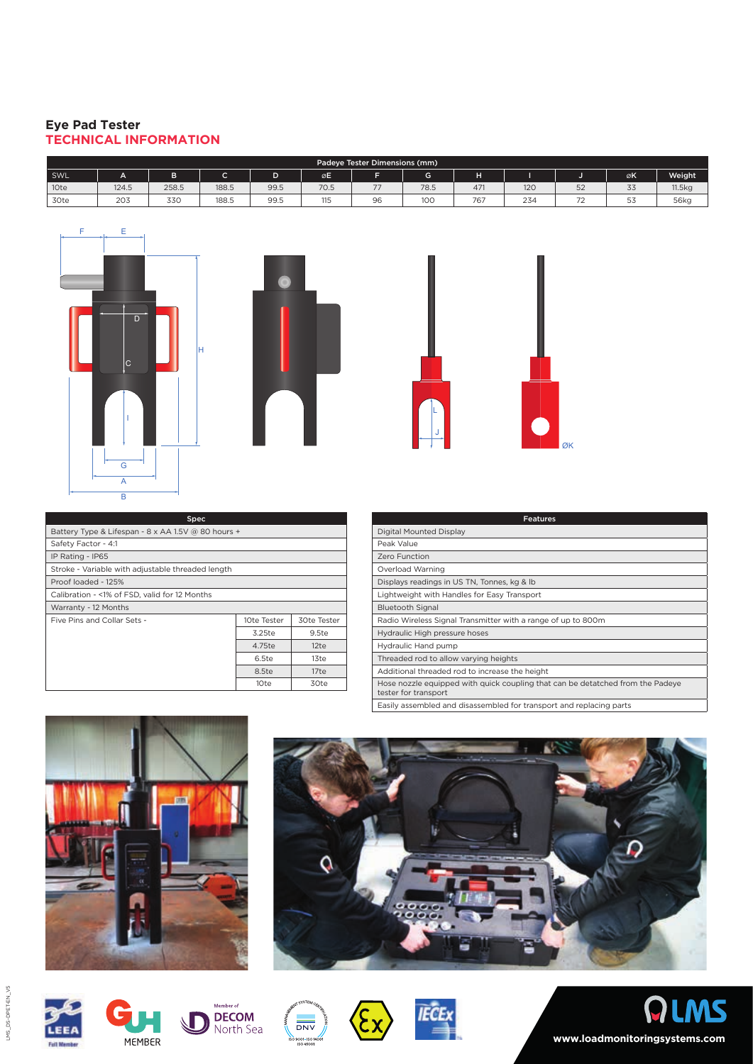## Eye Pad Tester

## TECHNICAL INFORMATION

| Padeye Tester Dimensions (mm) | | | | | | | | | | | | |
|---|---|---|---|---|---|---|---|---|---|---|---|---|
| SWL | A | B | C | D | øE | F | G | H | I | J | øK | Weight |
| 10te | 124.5 | 258.5 | 188.5 | 99.5 | 70.5 | 77 | 78.5 | 471 | 120 | 52 | 33 | 11.5kg |
| 30te | 203 | 330 | 188.5 | 99.5 | 115 | 96 | 100 | 767 | 234 | 72 | 53 | 56kg |

F
E
D
C
H
I
G
A
B
L
J
ØK

| Spec | | |
|---|---|---|
| Battery Type & Lifespan - 8 x AA 1.5V @ 80 hours + | | |
| Safety Factor - 4:1 | | |
| IP Rating - IP65 | | |
| Stroke - Variable with adjustable threaded length | | |
| Proof loaded - 125% | | |
| Calibration - <1% of FSD, valid for 12 Months | | |
| Warranty - 12 Months | | |
| Five Pins and Collar Sets - | 10te Tester | 30te Tester |
| | 3.25te | 9.5te |
| | 4.75te | 12te |
| | 6.5te | 13te |
| | 8.5te | 17te |
| | 10te | 30te |

| Features |
|---|
| Digital Mounted Display |
| Peak Value |
| Zero Function |
| Overload Warning |
| Displays readings in US TN, Tonnes, kg & lb |
| Lightweight with Handles for Easy Transport |
| Bluetooth Signal |
| Radio Wireless Signal Transmitter with a range of up to 800m |
| Hydraulic High pressure hoses |
| Hydraulic Hand pump |
| Threaded rod to allow varying heights |
| Additional threaded rod to increase the height |
| Hose nozzle equipped with quick coupling that can be detached from the Padeye tester for transport |
| Easily assembled and disassembled for transport and replacing parts |

LEEA Full Member

GWO MEMBER

Member of DECOM North Sea

DNV ISO 9001 - ISO 14001 ISO 45001

LMS

www.loadmonitoringsystems.com

LMS_DS-DPET-EN_V5